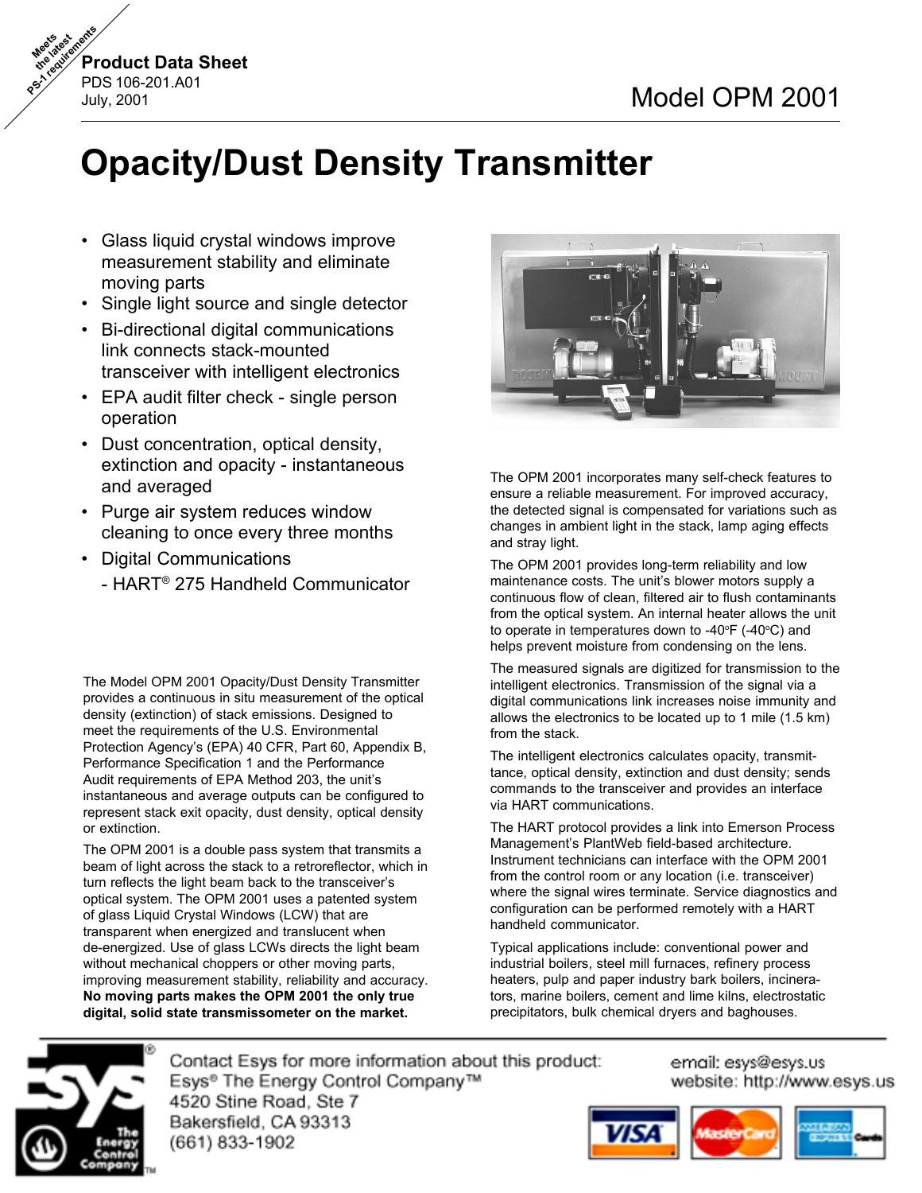Meets the latest PS-1 requirements

**Product Data Sheet**
PDS 106-201.A01
July, 2001

Model OPM 2001

# Opacity/Dust Density Transmitter

- Glass liquid crystal windows improve measurement stability and eliminate moving parts
- Single light source and single detector
- Bi-directional digital communications link connects stack-mounted transceiver with intelligent electronics
- EPA audit filter check - single person operation
- Dust concentration, optical density, extinction and opacity - instantaneous and averaged
- Purge air system reduces window cleaning to once every three months
- Digital Communications
  - HART® 275 Handheld Communicator

The Model OPM 2001 Opacity/Dust Density Transmitter provides a continuous in situ measurement of the optical density (extinction) of stack emissions. Designed to meet the requirements of the U.S. Environmental Protection Agency's (EPA) 40 CFR, Part 60, Appendix B, Performance Specification 1 and the Performance Audit requirements of EPA Method 203, the unit's instantaneous and average outputs can be configured to represent stack exit opacity, dust density, optical density or extinction.

The OPM 2001 is a double pass system that transmits a beam of light across the stack to a retroreflector, which in turn reflects the light beam back to the transceiver's optical system. The OPM 2001 uses a patented system of glass Liquid Crystal Windows (LCW) that are transparent when energized and translucent when de-energized. Use of glass LCWs directs the light beam without mechanical choppers or other moving parts, improving measurement stability, reliability and accuracy. **No moving parts makes the OPM 2001 the only true digital, solid state transmissometer on the market.**

The OPM 2001 incorporates many self-check features to ensure a reliable measurement. For improved accuracy, the detected signal is compensated for variations such as changes in ambient light in the stack, lamp aging effects and stray light.

The OPM 2001 provides long-term reliability and low maintenance costs. The unit's blower motors supply a continuous flow of clean, filtered air to flush contaminants from the optical system. An internal heater allows the unit to operate in temperatures down to -40°F (-40°C) and helps prevent moisture from condensing on the lens.

The measured signals are digitized for transmission to the intelligent electronics. Transmission of the signal via a digital communications link increases noise immunity and allows the electronics to be located up to 1 mile (1.5 km) from the stack.

The intelligent electronics calculates opacity, transmittance, optical density, extinction and dust density; sends commands to the transceiver and provides an interface via HART communications.

The HART protocol provides a link into Emerson Process Management's PlantWeb field-based architecture. Instrument technicians can interface with the OPM 2001 from the control room or any location (i.e. transceiver) where the signal wires terminate. Service diagnostics and configuration can be performed remotely with a HART handheld communicator.

Typical applications include: conventional power and industrial boilers, steel mill furnaces, refinery process heaters, pulp and paper industry bark boilers, incinerators, marine boilers, cement and lime kilns, electrostatic precipitators, bulk chemical dryers and baghouses.

Contact Esys for more information about this product:
Esys® The Energy Control Company™
4520 Stine Road, Ste 7
Bakersfield, CA 93313
(661) 833-1902

email: esys@esys.us
website: http://www.esys.us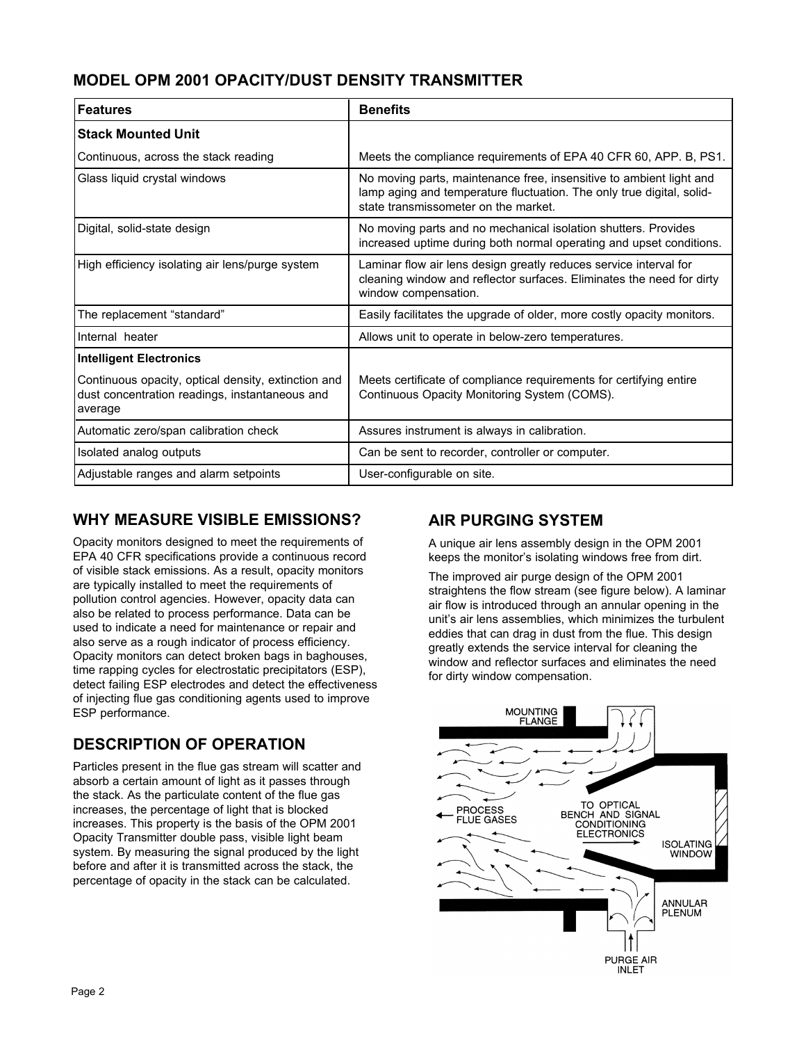## MODEL OPM 2001 OPACITY/DUST DENSITY TRANSMITTER

| Features | Benefits |
|---|---|
| **Stack Mounted Unit** | |
| Continuous, across the stack reading | Meets the compliance requirements of EPA 40 CFR 60, APP. B, PS1. |
| Glass liquid crystal windows | No moving parts, maintenance free, insensitive to ambient light and lamp aging and temperature fluctuation. The only true digital, solid-state transmissometer on the market. |
| Digital, solid-state design | No moving parts and no mechanical isolation shutters. Provides increased uptime during both normal operating and upset conditions. |
| High efficiency isolating air lens/purge system | Laminar flow air lens design greatly reduces service interval for cleaning window and reflector surfaces. Eliminates the need for dirty window compensation. |
| The replacement "standard" | Easily facilitates the upgrade of older, more costly opacity monitors. |
| Internal heater | Allows unit to operate in below-zero temperatures. |
| **Intelligent Electronics** | |
| Continuous opacity, optical density, extinction and dust concentration readings, instantaneous and average | Meets certificate of compliance requirements for certifying entire Continuous Opacity Monitoring System (COMS). |
| Automatic zero/span calibration check | Assures instrument is always in calibration. |
| Isolated analog outputs | Can be sent to recorder, controller or computer. |
| Adjustable ranges and alarm setpoints | User-configurable on site. |

## WHY MEASURE VISIBLE EMISSIONS?

Opacity monitors designed to meet the requirements of EPA 40 CFR specifications provide a continuous record of visible stack emissions. As a result, opacity monitors are typically installed to meet the requirements of pollution control agencies. However, opacity data can also be related to process performance. Data can be used to indicate a need for maintenance or repair and also serve as a rough indicator of process efficiency. Opacity monitors can detect broken bags in baghouses, time rapping cycles for electrostatic precipitators (ESP), detect failing ESP electrodes and detect the effectiveness of injecting flue gas conditioning agents used to improve ESP performance.

## DESCRIPTION OF OPERATION

Particles present in the flue gas stream will scatter and absorb a certain amount of light as it passes through the stack. As the particulate content of the flue gas increases, the percentage of light that is blocked increases. This property is the basis of the OPM 2001 Opacity Transmitter double pass, visible light beam system. By measuring the signal produced by the light before and after it is transmitted across the stack, the percentage of opacity in the stack can be calculated.

## AIR PURGING SYSTEM

A unique air lens assembly design in the OPM 2001 keeps the monitor's isolating windows free from dirt.

The improved air purge design of the OPM 2001 straightens the flow stream (see figure below). A laminar air flow is introduced through an annular opening in the unit's air lens assemblies, which minimizes the turbulent eddies that can drag in dust from the flue. This design greatly extends the service interval for cleaning the window and reflector surfaces and eliminates the need for dirty window compensation.

MOUNTING FLANGE

PROCESS FLUE GASES

TO OPTICAL BENCH AND SIGNAL CONDITIONING ELECTRONICS

ISOLATING WINDOW

ANNULAR PLENUM

PURGE AIR INLET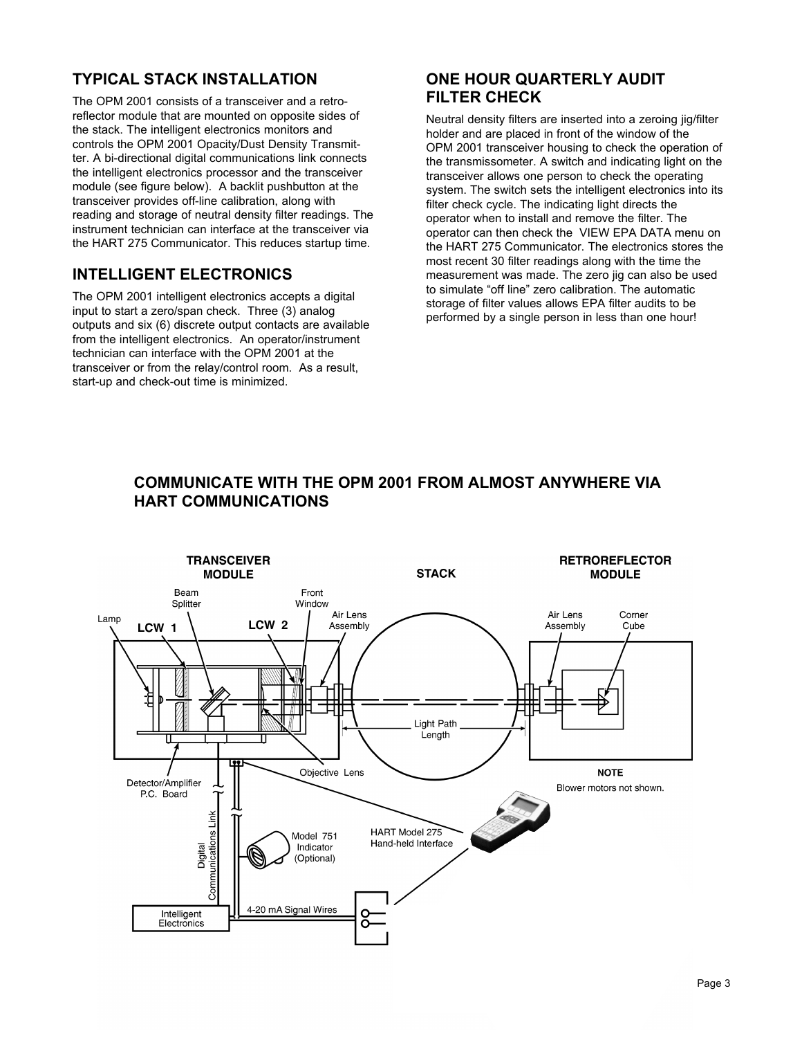## TYPICAL STACK INSTALLATION

The OPM 2001 consists of a transceiver and a retro-reflector module that are mounted on opposite sides of the stack. The intelligent electronics monitors and controls the OPM 2001 Opacity/Dust Density Transmitter. A bi-directional digital communications link connects the intelligent electronics processor and the transceiver module (see figure below). A backlit pushbutton at the transceiver provides off-line calibration, along with reading and storage of neutral density filter readings. The instrument technician can interface at the transceiver via the HART 275 Communicator. This reduces startup time.

## INTELLIGENT ELECTRONICS

The OPM 2001 intelligent electronics accepts a digital input to start a zero/span check. Three (3) analog outputs and six (6) discrete output contacts are available from the intelligent electronics. An operator/instrument technician can interface with the OPM 2001 at the transceiver or from the relay/control room. As a result, start-up and check-out time is minimized.

## ONE HOUR QUARTERLY AUDIT FILTER CHECK

Neutral density filters are inserted into a zeroing jig/filter holder and are placed in front of the window of the OPM 2001 transceiver housing to check the operation of the transmissometer. A switch and indicating light on the transceiver allows one person to check the operating system. The switch sets the intelligent electronics into its filter check cycle. The indicating light directs the operator when to install and remove the filter. The operator can then check the VIEW EPA DATA menu on the HART 275 Communicator. The electronics stores the most recent 30 filter readings along with the time the measurement was made. The zero jig can also be used to simulate "off line" zero calibration. The automatic storage of filter values allows EPA filter audits to be performed by a single person in less than one hour!

## COMMUNICATE WITH THE OPM 2001 FROM ALMOST ANYWHERE VIA HART COMMUNICATIONS

TRANSCEIVER MODULE | STACK | RETROREFLECTOR MODULE

Lamp | Beam Splitter | LCW 1 | LCW 2 | Front Window | Air Lens Assembly | Air Lens Assembly | Corner Cube | Light Path Length | Objective Lens | Detector/Amplifier P.C. Board | Digital Communications Link | Model 751 Indicator (Optional) | HART Model 275 Hand-held Interface | Intelligent Electronics | 4-20 mA Signal Wires

**NOTE**
Blower motors not shown.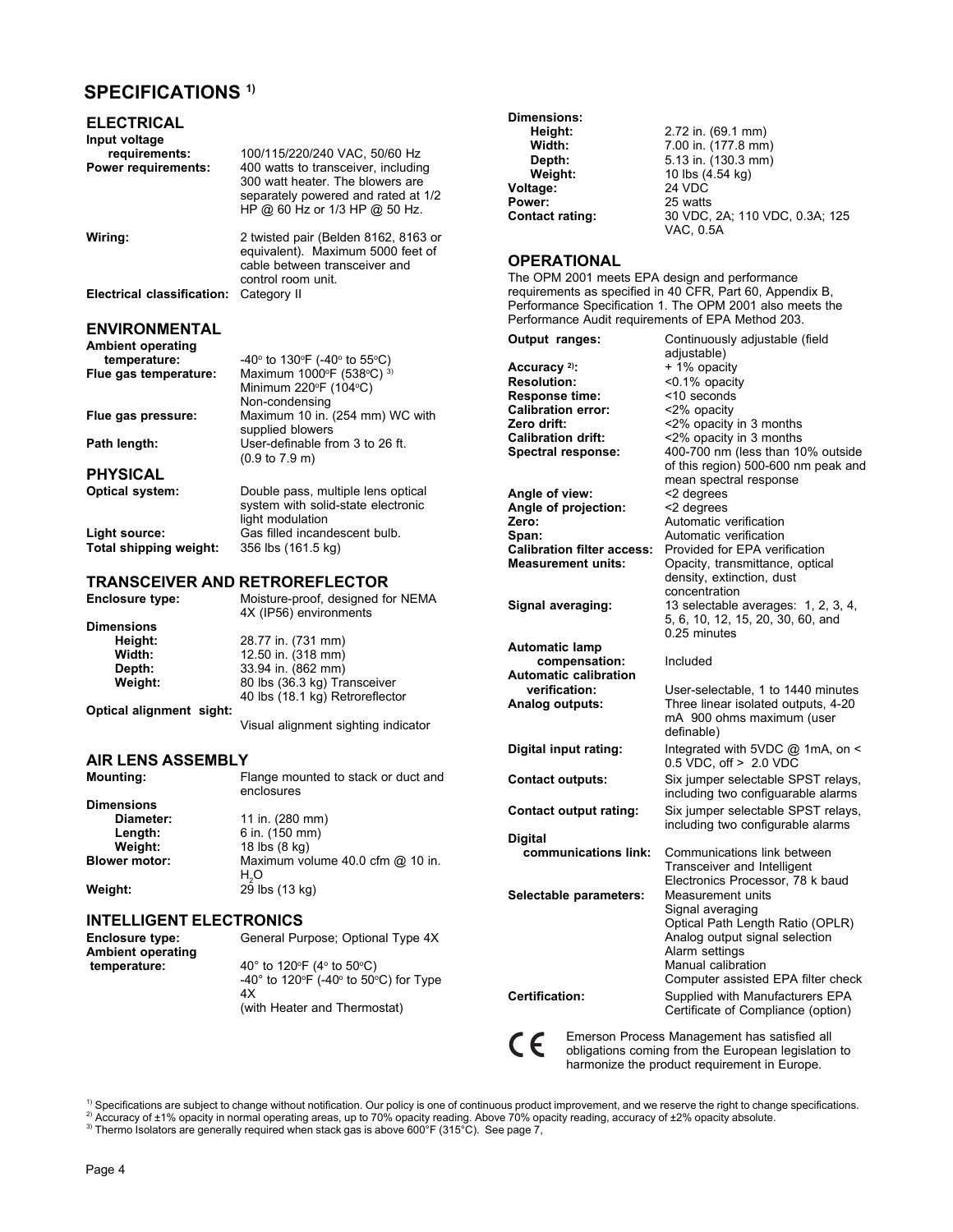# SPECIFICATIONS [1)]

## ELECTRICAL

| | |
|---|---|
| **Input voltage requirements:** | 100/115/220/240 VAC, 50/60 Hz |
| **Power requirements:** | 400 watts to transceiver, including 300 watt heater. The blowers are separately powered and rated at 1/2 HP @ 60 Hz or 1/3 HP @ 50 Hz. |
| **Wiring:** | 2 twisted pair (Belden 8162, 8163 or equivalent). Maximum 5000 feet of cable between transceiver and control room unit. |
| **Electrical classification:** | Category II |

## ENVIRONMENTAL

| | |
|---|---|
| **Ambient operating temperature:** | -40° to 130°F (-40° to 55°C) |
| **Flue gas temperature:** | Maximum 1000°F (538°C) [3)] Minimum 220°F (104°C) Non-condensing |
| **Flue gas pressure:** | Maximum 10 in. (254 mm) WC with supplied blowers |
| **Path length:** | User-definable from 3 to 26 ft. (0.9 to 7.9 m) |

## PHYSICAL

| | |
|---|---|
| **Optical system:** | Double pass, multiple lens optical system with solid-state electronic light modulation |
| **Light source:** | Gas filled incandescent bulb. |
| **Total shipping weight:** | 356 lbs (161.5 kg) |

## TRANSCEIVER AND RETROREFLECTOR

| | |
|---|---|
| **Enclosure type:** | Moisture-proof, designed for NEMA 4X (IP56) environments |
| **Dimensions** | |
| **Height:** | 28.77 in. (731 mm) |
| **Width:** | 12.50 in. (318 mm) |
| **Depth:** | 33.94 in. (862 mm) |
| **Weight:** | 80 lbs (36.3 kg) Transceiver<br>40 lbs (18.1 kg) Retroreflector |
| **Optical alignment sight:** | Visual alignment sighting indicator |

## AIR LENS ASSEMBLY

| | |
|---|---|
| **Mounting:** | Flange mounted to stack or duct and enclosures |
| **Dimensions** | |
| **Diameter:** | 11 in. (280 mm) |
| **Length:** | 6 in. (150 mm) |
| **Weight:** | 18 lbs (8 kg) |
| **Blower motor:** | Maximum volume 40.0 cfm @ 10 in. $H_2O$ |
| **Weight:** | 29 lbs (13 kg) |

## INTELLIGENT ELECTRONICS

| | |
|---|---|
| **Enclosure type:** | General Purpose; Optional Type 4X |
| **Ambient operating temperature:** | 40° to 120°F (4° to 50°C)<br>-40° to 120°F (-40° to 50°C) for Type 4X<br>(with Heater and Thermostat) |
| **Dimensions:** | |
| **Height:** | 2.72 in. (69.1 mm) |
| **Width:** | 7.00 in. (177.8 mm) |
| **Depth:** | 5.13 in. (130.3 mm) |
| **Weight:** | 10 lbs (4.54 kg) |
| **Voltage:** | 24 VDC |
| **Power:** | 25 watts |
| **Contact rating:** | 30 VDC, 2A; 110 VDC, 0.3A; 125 VAC, 0.5A |

## OPERATIONAL

The OPM 2001 meets EPA design and performance requirements as specified in 40 CFR, Part 60, Appendix B, Performance Specification 1. The OPM 2001 also meets the Performance Audit requirements of EPA Method 203.

| | |
|---|---|
| **Output ranges:** | Continuously adjustable (field adjustable) |
| **Accuracy [2)]:** | + 1% opacity |
| **Resolution:** | <0.1% opacity |
| **Response time:** | <10 seconds |
| **Calibration error:** | <2% opacity |
| **Zero drift:** | <2% opacity in 3 months |
| **Calibration drift:** | <2% opacity in 3 months |
| **Spectral response:** | 400-700 nm (less than 10% outside of this region) 500-600 nm peak and mean spectral response |
| **Angle of view:** | <2 degrees |
| **Angle of projection:** | <2 degrees |
| **Zero:** | Automatic verification |
| **Span:** | Automatic verification |
| **Calibration filter access:** | Provided for EPA verification |
| **Measurement units:** | Opacity, transmittance, optical density, extinction, dust concentration |
| **Signal averaging:** | 13 selectable averages: 1, 2, 3, 4, 5, 6, 10, 12, 15, 20, 30, 60, and 0.25 minutes |
| **Automatic lamp compensation:** | Included |
| **Automatic calibration verification:** | User-selectable, 1 to 1440 minutes |
| **Analog outputs:** | Three linear isolated outputs, 4-20 mA 900 ohms maximum (user definable) |
| **Digital input rating:** | Integrated with 5VDC @ 1mA, on < 0.5 VDC, off > 2.0 VDC |
| **Contact outputs:** | Six jumper selectable SPST relays, including two configuarable alarms |
| **Contact output rating:** | Six jumper selectable SPST relays, including two configurable alarms |
| **Digital communications link:** | Communications link between Transceiver and Intelligent Electronics Processor, 78 k baud |
| **Selectable parameters:** | Measurement units<br>Signal averaging<br>Optical Path Length Ratio (OPLR)<br>Analog output signal selection<br>Alarm settings<br>Manual calibration<br>Computer assisted EPA filter check |
| **Certification:** | Supplied with Manufacturers EPA Certificate of Compliance (option) |

CE Emerson Process Management has satisfied all obligations coming from the European legislation to harmonize the product requirement in Europe.

[1)] Specifications are subject to change without notification. Our policy is one of continuous product improvement, and we reserve the right to change specifications.
[2)] Accuracy of ±1% opacity in normal operating areas, up to 70% opacity reading. Above 70% opacity reading, accuracy of ±2% opacity absolute.
[3)] Thermo Isolators are generally required when stack gas is above 600°F (315°C). See page 7,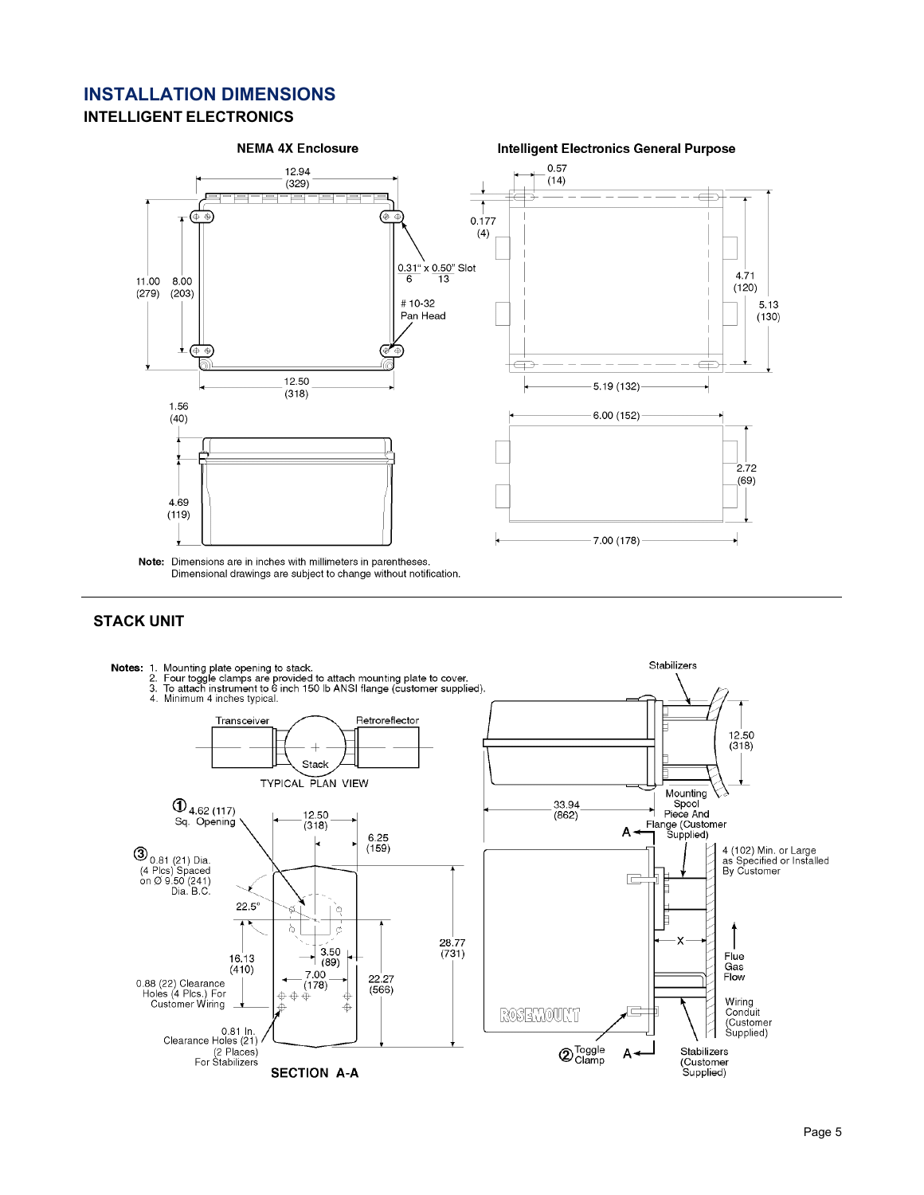# INSTALLATION DIMENSIONS

## INTELLIGENT ELECTRONICS

**NEMA 4X Enclosure**

12.94 (329)

11.00 (279)

8.00 (203)

0.31" x 0.50" Slot
6 13

# 10-32
Pan Head

12.50 (318)

1.56 (40)

4.69 (119)

**Intelligent Electronics General Purpose**

0.57 (14)

0.177 (4)

4.71 (120)

5.13 (130)

5.19 (132)

6.00 (152)

2.72 (69)

7.00 (178)

**Note:** Dimensions are in inches with millimeters in parentheses.
Dimensional drawings are subject to change without notification.

## STACK UNIT

**Notes:**
1. Mounting plate opening to stack.
2. Four toggle clamps are provided to attach mounting plate to cover.
3. To attach instrument to 6 inch 150 lb ANSI flange (customer supplied).
4. Minimum 4 inches typical.

Transceiver — Stack — Retroreflector

TYPICAL PLAN VIEW

① 4.62 (117) Sq. Opening

③ 0.81 (21) Dia. (4 Plcs) Spaced on Ø 9.50 (241) Dia. B.C.

22.5°

12.50 (318)

6.25 (159)

16.13 (410)

3.50 (89)

7.00 (178)

22.27 (566)

28.77 (731)

0.88 (22) Clearance Holes (4 Plcs.) For Customer Wiring

0.81 In. Clearance Holes (21) (2 Places) For Stabilizers

**SECTION A-A**

Stabilizers

12.50 (318)

33.94 (862)

Mounting Spool Piece And Flange (Customer Supplied)

4 (102) Min. or Large as Specified or Installed By Customer

X

Flue Gas Flow

Wiring Conduit (Customer Supplied)

② Toggle Clamp

Stabilizers (Customer Supplied)

A — A

ROSEMOUNT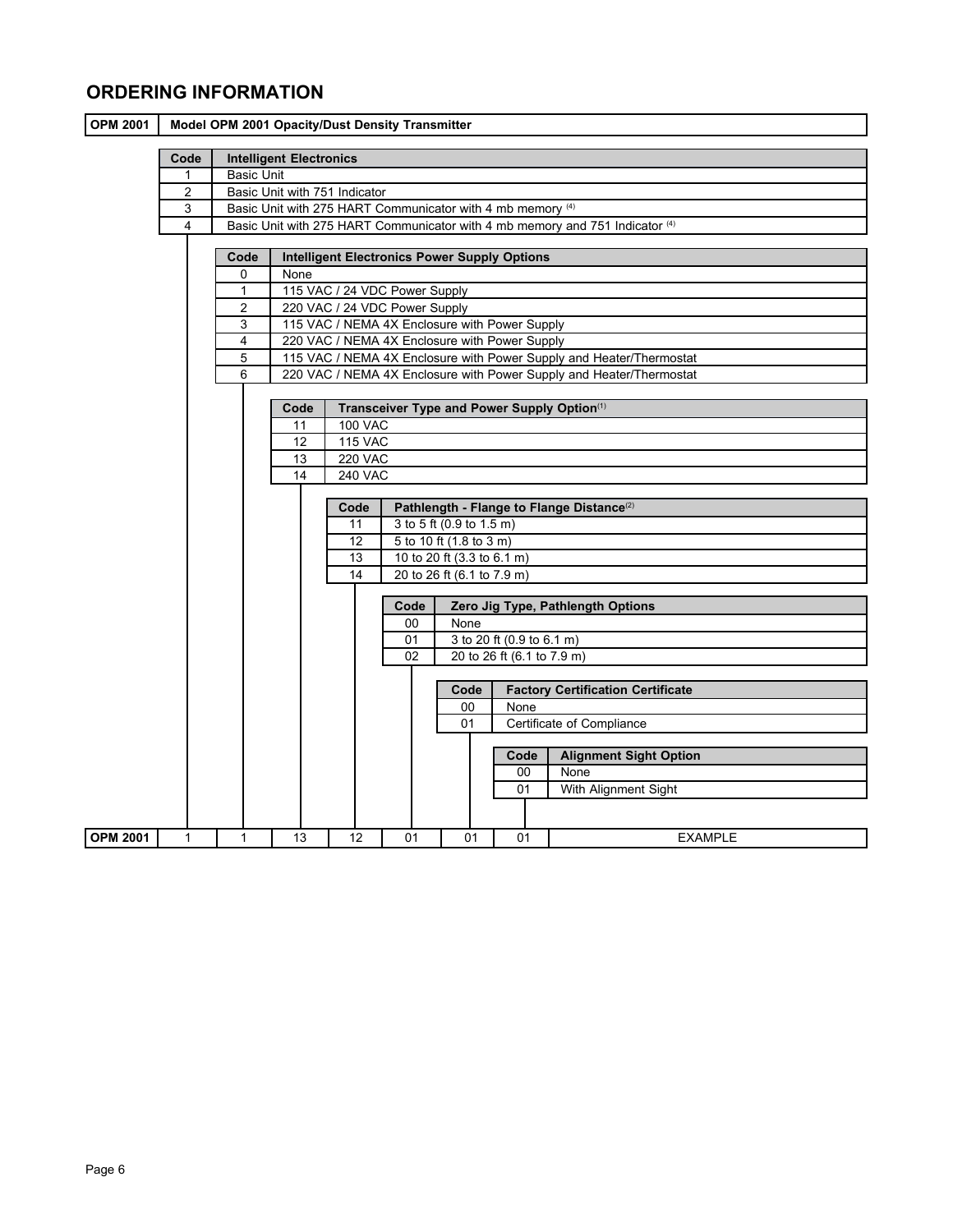## ORDERING INFORMATION

| OPM 2001 | Model OPM 2001 Opacity/Dust Density Transmitter |
|---|---|

| Code | Intelligent Electronics |
|---|---|
| 1 | Basic Unit |
| 2 | Basic Unit with 751 Indicator |
| 3 | Basic Unit with 275 HART Communicator with 4 mb memory [(4)] |
| 4 | Basic Unit with 275 HART Communicator with 4 mb memory and 751 Indicator [(4)] |

| Code | Intelligent Electronics Power Supply Options |
|---|---|
| 0 | None |
| 1 | 115 VAC / 24 VDC Power Supply |
| 2 | 220 VAC / 24 VDC Power Supply |
| 3 | 115 VAC / NEMA 4X Enclosure with Power Supply |
| 4 | 220 VAC / NEMA 4X Enclosure with Power Supply |
| 5 | 115 VAC / NEMA 4X Enclosure with Power Supply and Heater/Thermostat |
| 6 | 220 VAC / NEMA 4X Enclosure with Power Supply and Heater/Thermostat |

| Code | Transceiver Type and Power Supply Option[(1)] |
|---|---|
| 11 | 100 VAC |
| 12 | 115 VAC |
| 13 | 220 VAC |
| 14 | 240 VAC |

| Code | Pathlength - Flange to Flange Distance[(2)] |
|---|---|
| 11 | 3 to 5 ft (0.9 to 1.5 m) |
| 12 | 5 to 10 ft (1.8 to 3 m) |
| 13 | 10 to 20 ft (3.3 to 6.1 m) |
| 14 | 20 to 26 ft (6.1 to 7.9 m) |

| Code | Zero Jig Type, Pathlength Options |
|---|---|
| 00 | None |
| 01 | 3 to 20 ft (0.9 to 6.1 m) |
| 02 | 20 to 26 ft (6.1 to 7.9 m) |

| Code | Factory Certification Certificate |
|---|---|
| 00 | None |
| 01 | Certificate of Compliance |

| Code | Alignment Sight Option |
|---|---|
| 00 | None |
| 01 | With Alignment Sight |

| OPM 2001 | 1 | 1 | 13 | 12 | 01 | 01 | 01 | EXAMPLE |
|---|---|---|---|---|---|---|---|---|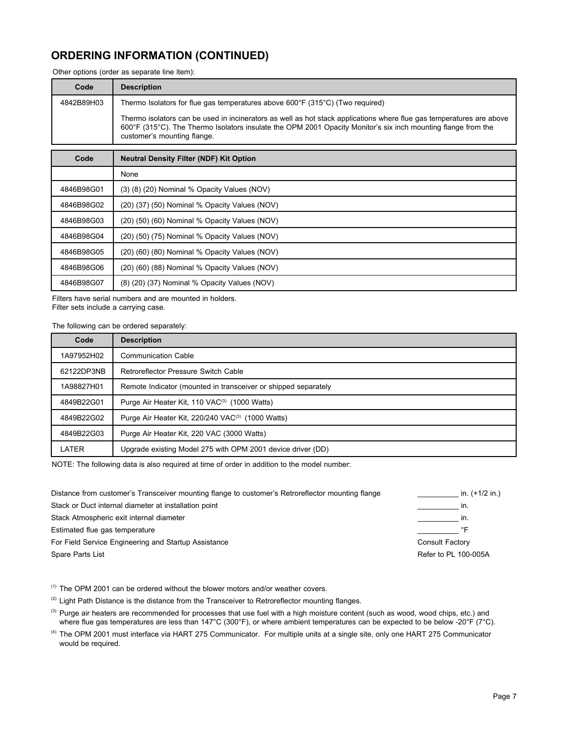## ORDERING INFORMATION (CONTINUED)

Other options (order as separate line item):

| Code | Description |
|---|---|
| 4842B89H03 | Thermo Isolators for flue gas temperatures above 600°F (315°C) (Two required)<br><br>Thermo isolators can be used in incinerators as well as hot stack applications where flue gas temperatures are above 600°F (315°C). The Thermo Isolators insulate the OPM 2001 Opacity Monitor's six inch mounting flange from the customer's mounting flange. |

| Code | Neutral Density Filter (NDF) Kit Option |
|---|---|
| | None |
| 4846B98G01 | (3) (8) (20) Nominal % Opacity Values (NOV) |
| 4846B98G02 | (20) (37) (50) Nominal % Opacity Values (NOV) |
| 4846B98G03 | (20) (50) (60) Nominal % Opacity Values (NOV) |
| 4846B98G04 | (20) (50) (75) Nominal % Opacity Values (NOV) |
| 4846B98G05 | (20) (60) (80) Nominal % Opacity Values (NOV) |
| 4846B98G06 | (20) (60) (88) Nominal % Opacity Values (NOV) |
| 4846B98G07 | (8) (20) (37) Nominal % Opacity Values (NOV) |

Filters have serial numbers and are mounted in holders.
Filter sets include a carrying case.

The following can be ordered separately:

| Code | Description |
|---|---|
| 1A97952H02 | Communication Cable |
| 62122DP3NB | Retroreflector Pressure Switch Cable |
| 1A98827H01 | Remote Indicator (mounted in transceiver or shipped separately |
| 4849B22G01 | Purge Air Heater Kit, 110 VAC[3] (1000 Watts) |
| 4849B22G02 | Purge Air Heater Kit, 220/240 VAC[3] (1000 Watts) |
| 4849B22G03 | Purge Air Heater Kit, 220 VAC (3000 Watts) |
| LATER | Upgrade existing Model 275 with OPM 2001 device driver (DD) |

NOTE: The following data is also required at time of order in addition to the model number:

| | |
|---|---|
| Distance from customer's Transceiver mounting flange to customer's Retroreflector mounting flange | __________ in. (+1/2 in.) |
| Stack or Duct internal diameter at installation point | __________ in. |
| Stack Atmospheric exit internal diameter | __________ in. |
| Estimated flue gas temperature | __________ °F |
| For Field Service Engineering and Startup Assistance | Consult Factory |
| Spare Parts List | Refer to PL 100-005A |

[1] The OPM 2001 can be ordered without the blower motors and/or weather covers.

[2] Light Path Distance is the distance from the Transceiver to Retroreflector mounting flanges.

[3] Purge air heaters are recommended for processes that use fuel with a high moisture content (such as wood, wood chips, etc.) and where flue gas temperatures are less than 147°C (300°F), or where ambient temperatures can be expected to be below -20°F (7°C).

[4] The OPM 2001 must interface via HART 275 Communicator. For multiple units at a single site, only one HART 275 Communicator would be required.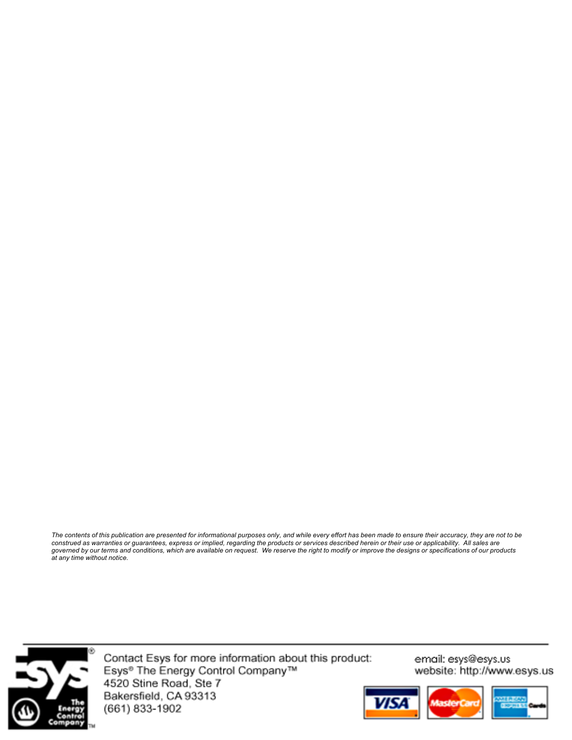*The contents of this publication are presented for informational purposes only, and while every effort has been made to ensure their accuracy, they are not to be construed as warranties or guarantees, express or implied, regarding the products or services described herein or their use or applicability. All sales are governed by our terms and conditions, which are available on request. We reserve the right to modify or improve the designs or specifications of our products at any time without notice.*

Contact Esys for more information about this product:
Esys® The Energy Control Company™
4520 Stine Road, Ste 7
Bakersfield, CA 93313
(661) 833-1902

email: esys@esys.us
website: http://www.esys.us